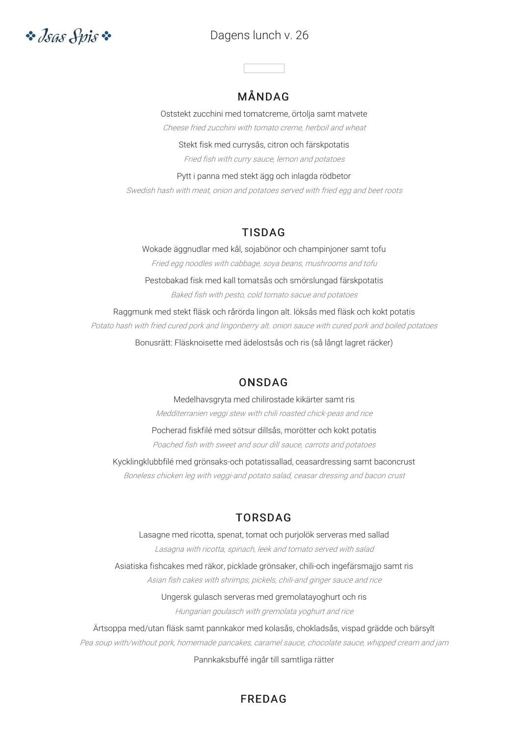❖ Isas Spis ❖

# Dagens lunch v. 26

## MÅNDAG

Oststekt zucchini med tomatcreme, örtolja samt matvete

*Cheese fried zucchini with tomato creme, herboil and wheat*

Stekt fisk med currysås, citron och färskpotatis

*Fried fish with curry sauce, lemon and potatoes*

Pytt i panna med stekt ägg och inlagda rödbetor

*Swedish hash with meat, onion and potatoes served with fried egg and beet roots*

## TISDAG

Wokade äggnudlar med kål, sojabönor och champinjoner samt tofu

*Fried egg noodles with cabbage, soya beans, mushrooms and tofu*

Pestobakad fisk med kall tomatsås och smörslungad färskpotatis

*Baked fish with pesto, cold tomato sacue and potatoes*

Raggmunk med stekt fläsk och rårörda lingon alt. löksås med fläsk och kokt potatis

*Potato hash with fried cured pork and lingonberry alt. onion sauce with cured pork and boiled potatoes*

Bonusrätt: Fläsknoisette med ädelostsås och ris (så långt lagret räcker)

## ONSDAG

Medelhavsgryta med chilirostade kikärter samt ris

*Medditerranien veggi stew with chili roasted chick-peas and rice*

Pocherad fiskfilé med sötsur dillsås, morötter och kokt potatis

*Poached fish with sweet and sour dill sauce, carrots and potatoes*

Kycklingklubbfilé med grönsaks-och potatissallad, ceasardressing samt baconcrust

*Boneless chicken leg with veggi-and potato salad, ceasar dressing and bacon crust*

## TORSDAG

Lasagne med ricotta, spenat, tomat och purjolök serveras med sallad

*Lasagna with ricotta, spinach, leek and tomato served with salad*

Asiatiska fishcakes med räkor, picklade grönsaker, chili-och ingefärsmajjo samt ris

*Asian fish cakes with shrimps, pickels, chili-and ginger sauce and rice*

Ungersk gulasch serveras med gremolatayoghurt och ris

*Hungarian goulasch with gremolata yoghurt and rice*

Ärtsoppa med/utan fläsk samt pannkakor med kolasås, chokladsås, vispad grädde och bärsylt

*Pea soup with/without pork, homemade pancakes, caramel sauce, chocolate sauce, whipped cream and jam*

Pannkaksbuffé ingår till samtliga rätter

## FREDAG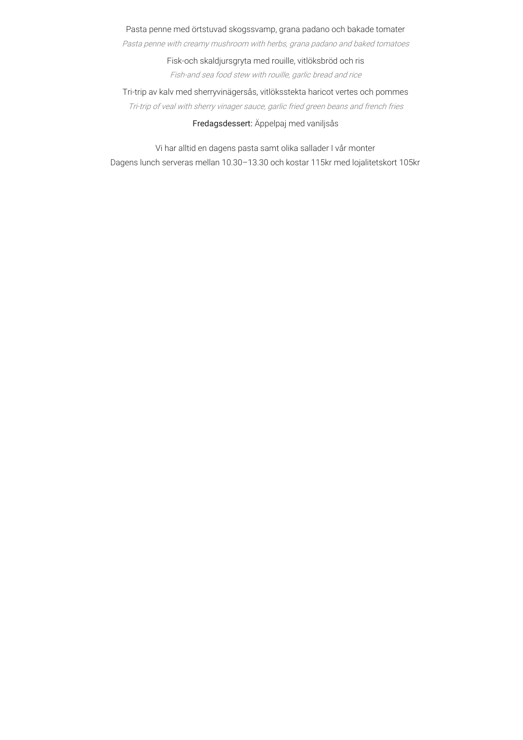Pasta penne med örtstuvad skogssvamp, grana padano och bakade tomater

*Pasta penne with creamy mushroom with herbs, grana padano and baked tomatoes*

Fisk-och skaldjursgryta med rouille, vitlöksbröd och ris

*Fish-and sea food stew with rouille, garlic bread and rice*

Tri-trip av kalv med sherryvinägersås, vitlöksstekta haricot vertes och pommes

*Tri-trip of veal with sherry vinager sauce, garlic fried green beans and french fries*

Fredagsdessert: Äppelpaj med vaniljsås

Vi har alltid en dagens pasta samt olika sallader I vår monter

Dagens lunch serveras mellan 10.30–13.30 och kostar 115kr med lojalitetskort 105kr